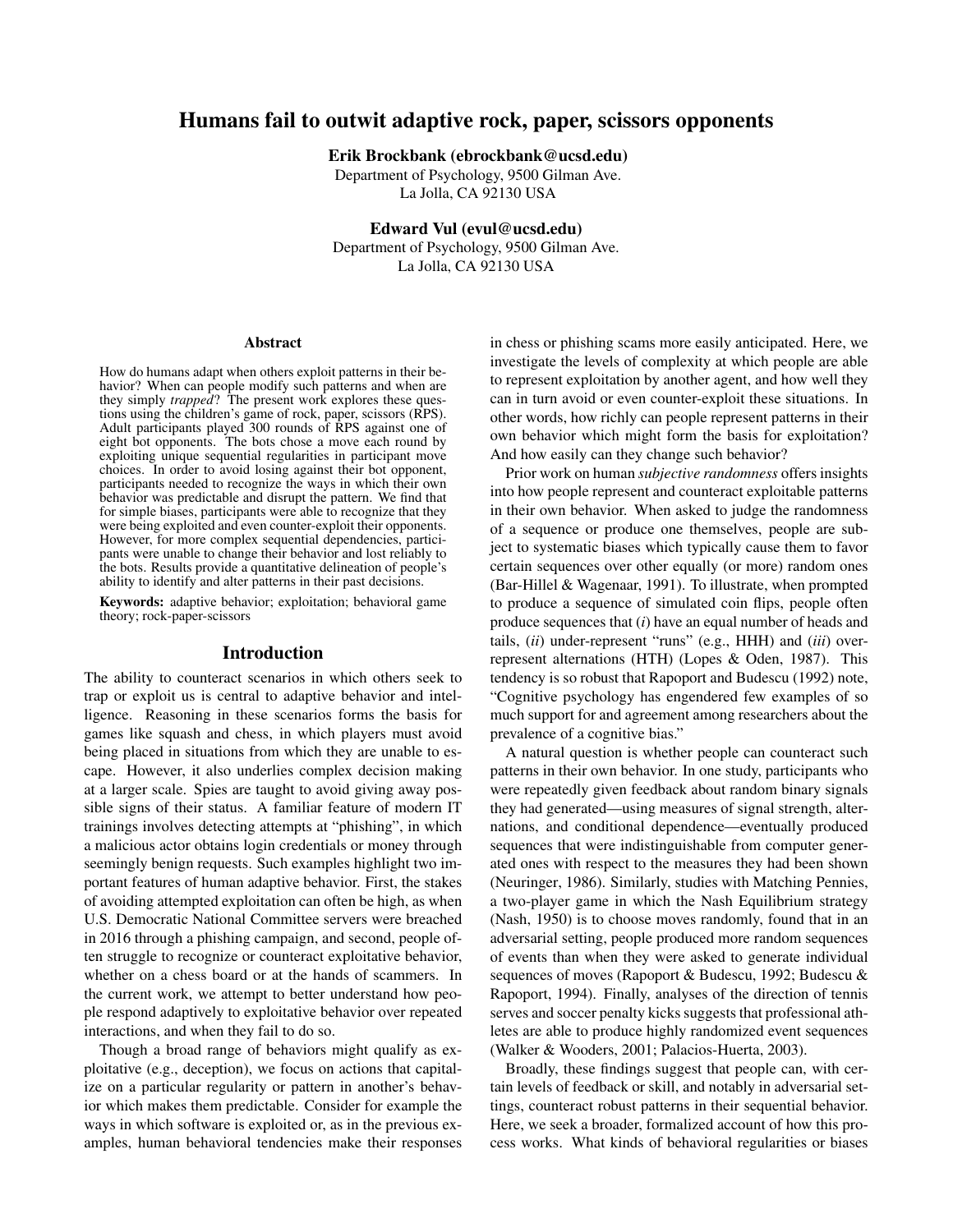# Humans fail to outwit adaptive rock, paper, scissors opponents

**Erik Brockbank (ebrockbank@ucsd.edu)**
Department of Psychology, 9500 Gilman Ave.
La Jolla, CA 92130 USA

**Edward Vul (evul@ucsd.edu)**
Department of Psychology, 9500 Gilman Ave.
La Jolla, CA 92130 USA

## Abstract

How do humans adapt when others exploit patterns in their behavior? When can people modify such patterns and when are they simply *trapped*? The present work explores these questions using the children's game of rock, paper, scissors (RPS). Adult participants played 300 rounds of RPS against one of eight bot opponents. The bots chose a move each round by exploiting unique sequential regularities in participant move choices. In order to avoid losing against their bot opponent, participants needed to recognize the ways in which their own behavior was predictable and disrupt the pattern. We find that for simple biases, participants were able to recognize that they were being exploited and even counter-exploit their opponents. However, for more complex sequential dependencies, participants were unable to change their behavior and lost reliably to the bots. Results provide a quantitative delineation of people's ability to identify and alter patterns in their past decisions.

**Keywords:** adaptive behavior; exploitation; behavioral game theory; rock-paper-scissors

## Introduction

The ability to counteract scenarios in which others seek to trap or exploit us is central to adaptive behavior and intelligence. Reasoning in these scenarios forms the basis for games like squash and chess, in which players must avoid being placed in situations from which they are unable to escape. However, it also underlies complex decision making at a larger scale. Spies are taught to avoid giving away possible signs of their status. A familiar feature of modern IT trainings involves detecting attempts at "phishing", in which a malicious actor obtains login credentials or money through seemingly benign requests. Such examples highlight two important features of human adaptive behavior. First, the stakes of avoiding attempted exploitation can often be high, as when U.S. Democratic National Committee servers were breached in 2016 through a phishing campaign, and second, people often struggle to recognize or counteract exploitative behavior, whether on a chess board or at the hands of scammers. In the current work, we attempt to better understand how people respond adaptively to exploitative behavior over repeated interactions, and when they fail to do so.

Though a broad range of behaviors might qualify as exploitative (e.g., deception), we focus on actions that capitalize on a particular regularity or pattern in another's behavior which makes them predictable. Consider for example the ways in which software is exploited or, as in the previous examples, human behavioral tendencies make their responses in chess or phishing scams more easily anticipated. Here, we investigate the levels of complexity at which people are able to represent exploitation by another agent, and how well they can in turn avoid or even counter-exploit these situations. In other words, how richly can people represent patterns in their own behavior which might form the basis for exploitation? And how easily can they change such behavior?

Prior work on human *subjective randomness* offers insights into how people represent and counteract exploitable patterns in their own behavior. When asked to judge the randomness of a sequence or produce one themselves, people are subject to systematic biases which typically cause them to favor certain sequences over other equally (or more) random ones (Bar-Hillel & Wagenaar, 1991). To illustrate, when prompted to produce a sequence of simulated coin flips, people often produce sequences that (*i*) have an equal number of heads and tails, (*ii*) under-represent "runs" (e.g., HHH) and (*iii*) over-represent alternations (HTH) (Lopes & Oden, 1987). This tendency is so robust that Rapoport and Budescu (1992) note, "Cognitive psychology has engendered few examples of so much support for and agreement among researchers about the prevalence of a cognitive bias."

A natural question is whether people can counteract such patterns in their own behavior. In one study, participants who were repeatedly given feedback about random binary signals they had generated—using measures of signal strength, alternations, and conditional dependence—eventually produced sequences that were indistinguishable from computer generated ones with respect to the measures they had been shown (Neuringer, 1986). Similarly, studies with Matching Pennies, a two-player game in which the Nash Equilibrium strategy (Nash, 1950) is to choose moves randomly, found that in an adversarial setting, people produced more random sequences of events than when they were asked to generate individual sequences of moves (Rapoport & Budescu, 1992; Budescu & Rapoport, 1994). Finally, analyses of the direction of tennis serves and soccer penalty kicks suggests that professional athletes are able to produce highly randomized event sequences (Walker & Wooders, 2001; Palacios-Huerta, 2003).

Broadly, these findings suggest that people can, with certain levels of feedback or skill, and notably in adversarial settings, counteract robust patterns in their sequential behavior. Here, we seek a broader, formalized account of how this process works. What kinds of behavioral regularities or biases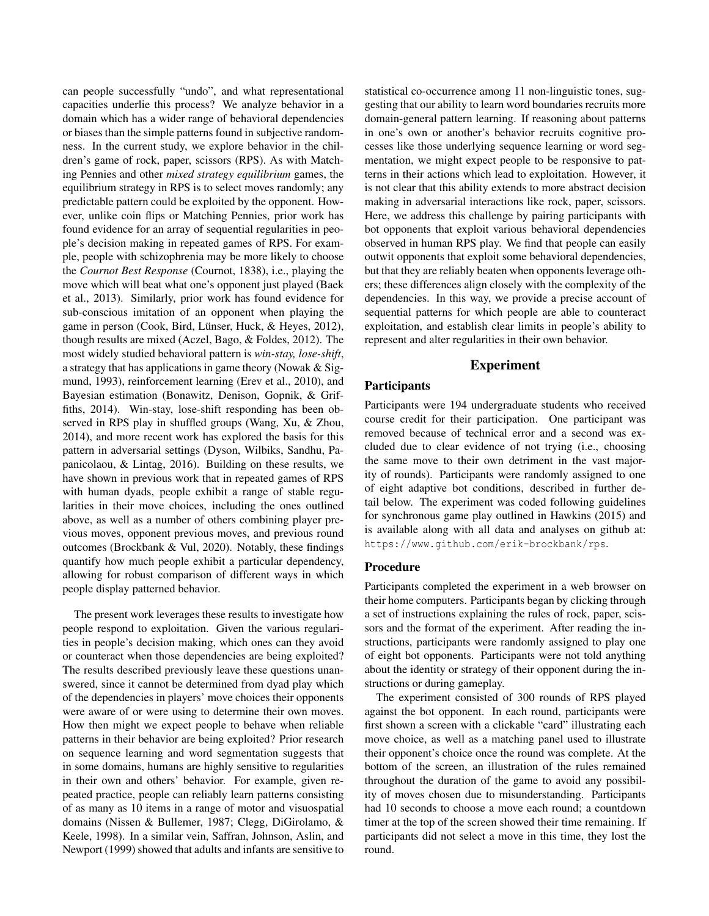can people successfully "undo", and what representational capacities underlie this process? We analyze behavior in a domain which has a wider range of behavioral dependencies or biases than the simple patterns found in subjective randomness. In the current study, we explore behavior in the children's game of rock, paper, scissors (RPS). As with Matching Pennies and other *mixed strategy equilibrium* games, the equilibrium strategy in RPS is to select moves randomly; any predictable pattern could be exploited by the opponent. However, unlike coin flips or Matching Pennies, prior work has found evidence for an array of sequential regularities in people's decision making in repeated games of RPS. For example, people with schizophrenia may be more likely to choose the *Cournot Best Response* (Cournot, 1838), i.e., playing the move which will beat what one's opponent just played (Baek et al., 2013). Similarly, prior work has found evidence for sub-conscious imitation of an opponent when playing the game in person (Cook, Bird, Lünser, Huck, & Heyes, 2012), though results are mixed (Aczel, Bago, & Foldes, 2012). The most widely studied behavioral pattern is *win-stay, lose-shift*, a strategy that has applications in game theory (Nowak & Sigmund, 1993), reinforcement learning (Erev et al., 2010), and Bayesian estimation (Bonawitz, Denison, Gopnik, & Griffiths, 2014). Win-stay, lose-shift responding has been observed in RPS play in shuffled groups (Wang, Xu, & Zhou, 2014), and more recent work has explored the basis for this pattern in adversarial settings (Dyson, Wilbiks, Sandhu, Papanicolaou, & Lintag, 2016). Building on these results, we have shown in previous work that in repeated games of RPS with human dyads, people exhibit a range of stable regularities in their move choices, including the ones outlined above, as well as a number of others combining player previous moves, opponent previous moves, and previous round outcomes (Brockbank & Vul, 2020). Notably, these findings quantify how much people exhibit a particular dependency, allowing for robust comparison of different ways in which people display patterned behavior.

The present work leverages these results to investigate how people respond to exploitation. Given the various regularities in people's decision making, which ones can they avoid or counteract when those dependencies are being exploited? The results described previously leave these questions unanswered, since it cannot be determined from dyad play which of the dependencies in players' move choices their opponents were aware of or were using to determine their own moves. How then might we expect people to behave when reliable patterns in their behavior are being exploited? Prior research on sequence learning and word segmentation suggests that in some domains, humans are highly sensitive to regularities in their own and others' behavior. For example, given repeated practice, people can reliably learn patterns consisting of as many as 10 items in a range of motor and visuospatial domains (Nissen & Bullemer, 1987; Clegg, DiGirolamo, & Keele, 1998). In a similar vein, Saffran, Johnson, Aslin, and Newport (1999) showed that adults and infants are sensitive to statistical co-occurrence among 11 non-linguistic tones, suggesting that our ability to learn word boundaries recruits more domain-general pattern learning. If reasoning about patterns in one's own or another's behavior recruits cognitive processes like those underlying sequence learning or word segmentation, we might expect people to be responsive to patterns in their actions which lead to exploitation. However, it is not clear that this ability extends to more abstract decision making in adversarial interactions like rock, paper, scissors. Here, we address this challenge by pairing participants with bot opponents that exploit various behavioral dependencies observed in human RPS play. We find that people can easily outwit opponents that exploit some behavioral dependencies, but that they are reliably beaten when opponents leverage others; these differences align closely with the complexity of the dependencies. In this way, we provide a precise account of sequential patterns for which people are able to counteract exploitation, and establish clear limits in people's ability to represent and alter regularities in their own behavior.

## Experiment

### Participants

Participants were 194 undergraduate students who received course credit for their participation. One participant was removed because of technical error and a second was excluded due to clear evidence of not trying (i.e., choosing the same move to their own detriment in the vast majority of rounds). Participants were randomly assigned to one of eight adaptive bot conditions, described in further detail below. The experiment was coded following guidelines for synchronous game play outlined in Hawkins (2015) and is available along with all data and analyses on github at: https://www.github.com/erik-brockbank/rps.

### Procedure

Participants completed the experiment in a web browser on their home computers. Participants began by clicking through a set of instructions explaining the rules of rock, paper, scissors and the format of the experiment. After reading the instructions, participants were randomly assigned to play one of eight bot opponents. Participants were not told anything about the identity or strategy of their opponent during the instructions or during gameplay.

The experiment consisted of 300 rounds of RPS played against the bot opponent. In each round, participants were first shown a screen with a clickable "card" illustrating each move choice, as well as a matching panel used to illustrate their opponent's choice once the round was complete. At the bottom of the screen, an illustration of the rules remained throughout the duration of the game to avoid any possibility of moves chosen due to misunderstanding. Participants had 10 seconds to choose a move each round; a countdown timer at the top of the screen showed their time remaining. If participants did not select a move in this time, they lost the round.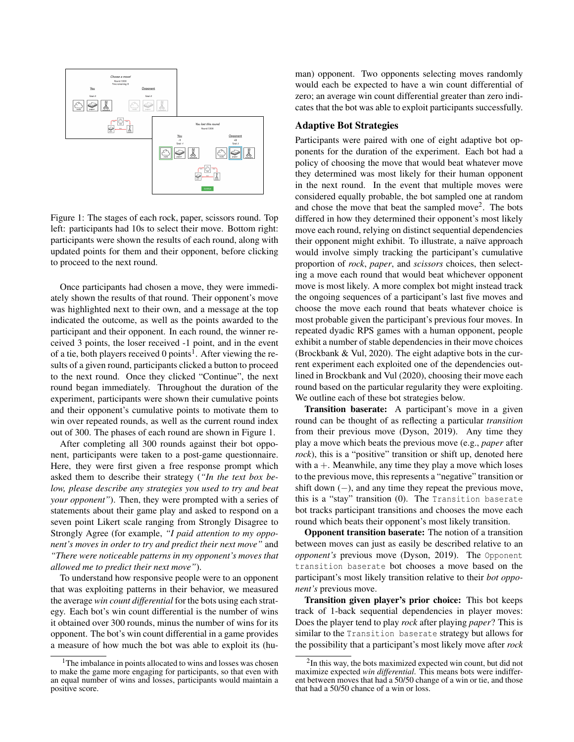Figure 1: The stages of each rock, paper, scissors round. Top left: participants had 10s to select their move. Bottom right: participants were shown the results of each round, along with updated points for them and their opponent, before clicking to proceed to the next round.

Once participants had chosen a move, they were immediately shown the results of that round. Their opponent's move was highlighted next to their own, and a message at the top indicated the outcome, as well as the points awarded to the participant and their opponent. In each round, the winner received 3 points, the loser received -1 point, and in the event of a tie, both players received 0 points[1]. After viewing the results of a given round, participants clicked a button to proceed to the next round. Once they clicked "Continue", the next round began immediately. Throughout the duration of the experiment, participants were shown their cumulative points and their opponent's cumulative points to motivate them to win over repeated rounds, as well as the current round index out of 300. The phases of each round are shown in Figure 1.

After completing all 300 rounds against their bot opponent, participants were taken to a post-game questionnaire. Here, they were first given a free response prompt which asked them to describe their strategy (*"In the text box below, please describe any strategies you used to try and beat your opponent"*). Then, they were prompted with a series of statements about their game play and asked to respond on a seven point Likert scale ranging from Strongly Disagree to Strongly Agree (for example, *"I paid attention to my opponent's moves in order to try and predict their next move"* and *"There were noticeable patterns in my opponent's moves that allowed me to predict their next move"*).

To understand how responsive people were to an opponent that was exploiting patterns in their behavior, we measured the average *win count differential* for the bots using each strategy. Each bot's win count differential is the number of wins it obtained over 300 rounds, minus the number of wins for its opponent. The bot's win count differential in a game provides a measure of how much the bot was able to exploit its (human) opponent. Two opponents selecting moves randomly would each be expected to have a win count differential of zero; an average win count differential greater than zero indicates that the bot was able to exploit participants successfully.

## Adaptive Bot Strategies

Participants were paired with one of eight adaptive bot opponents for the duration of the experiment. Each bot had a policy of choosing the move that would beat whatever move they determined was most likely for their human opponent in the next round. In the event that multiple moves were considered equally probable, the bot sampled one at random and chose the move that beat the sampled move[2]. The bots differed in how they determined their opponent's most likely move each round, relying on distinct sequential dependencies their opponent might exhibit. To illustrate, a naïve approach would involve simply tracking the participant's cumulative proportion of *rock*, *paper*, and *scissors* choices, then selecting a move each round that would beat whichever opponent move is most likely. A more complex bot might instead track the ongoing sequences of a participant's last five moves and choose the move each round that beats whatever choice is most probable given the participant's previous four moves. In repeated dyadic RPS games with a human opponent, people exhibit a number of stable dependencies in their move choices (Brockbank & Vul, 2020). The eight adaptive bots in the current experiment each exploited one of the dependencies outlined in Brockbank and Vul (2020), choosing their move each round based on the particular regularity they were exploiting. We outline each of these bot strategies below.

**Transition baserate:** A participant's move in a given round can be thought of as reflecting a particular *transition* from their previous move (Dyson, 2019). Any time they play a move which beats the previous move (e.g., *paper* after *rock*), this is a "positive" transition or shift up, denoted here with a $+$. Meanwhile, any time they play a move which loses to the previous move, this represents a "negative" transition or shift down ($-$), and any time they repeat the previous move, this is a "stay" transition (0). The `Transition baserate` bot tracks participant transitions and chooses the move each round which beats their opponent's most likely transition.

**Opponent transition baserate:** The notion of a transition between moves can just as easily be described relative to an *opponent's* previous move (Dyson, 2019). The `Opponent transition baserate` bot chooses a move based on the participant's most likely transition relative to their *bot opponent's* previous move.

**Transition given player's prior choice:** This bot keeps track of 1-back sequential dependencies in player moves: Does the player tend to play *rock* after playing *paper*? This is similar to the `Transition baserate` strategy but allows for the possibility that a participant's most likely move after *rock*

[1] The imbalance in points allocated to wins and losses was chosen to make the game more engaging for participants, so that even with an equal number of wins and losses, participants would maintain a positive score.

[2] In this way, the bots maximized expected win count, but did not maximize expected *win differential*. This means bots were indifferent between moves that had a 50/50 change of a win or tie, and those that had a 50/50 chance of a win or loss.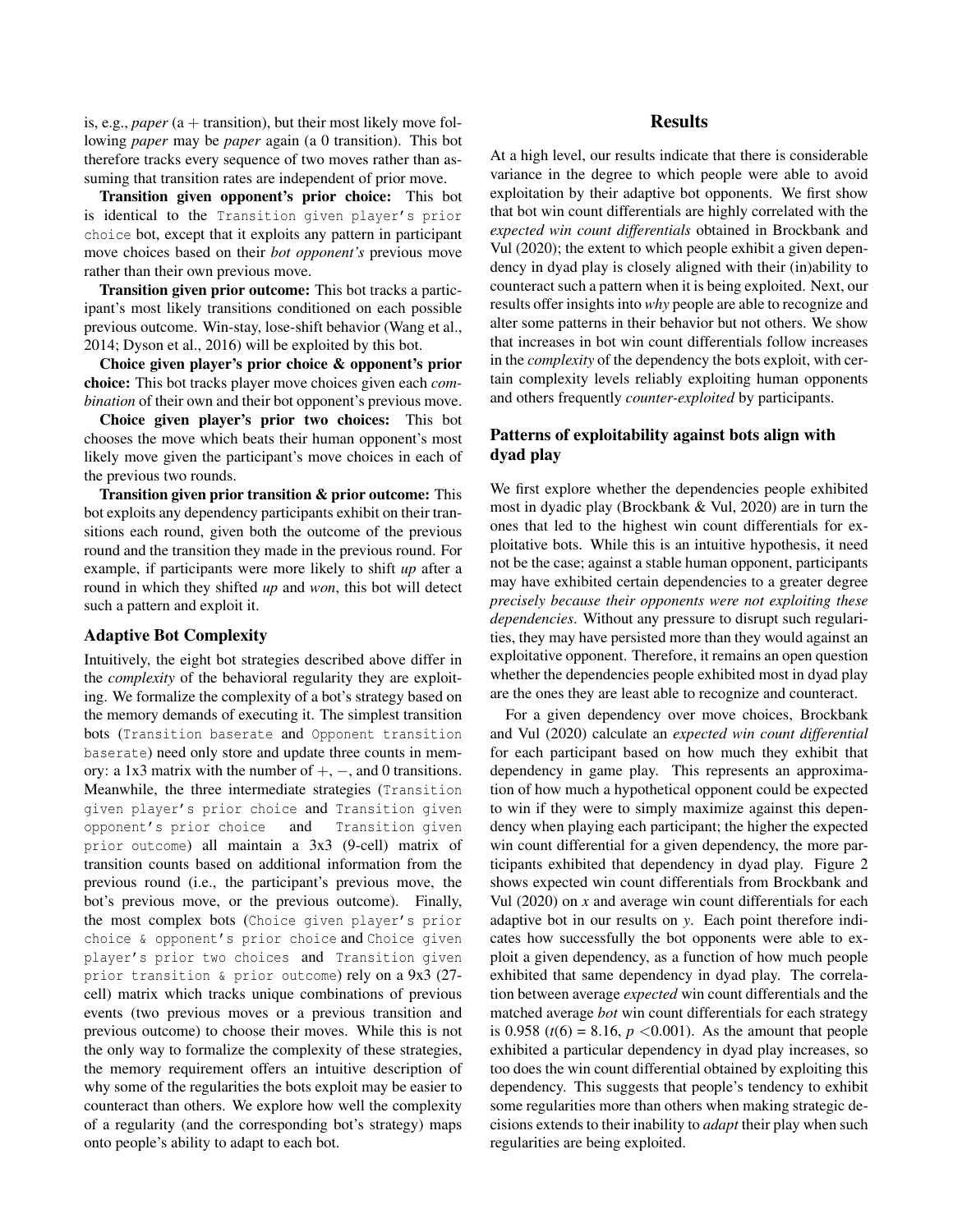is, e.g., *paper* (a + transition), but their most likely move following *paper* may be *paper* again (a 0 transition). This bot therefore tracks every sequence of two moves rather than assuming that transition rates are independent of prior move.

**Transition given opponent's prior choice:** This bot is identical to the `Transition given player's prior choice` bot, except that it exploits any pattern in participant move choices based on their *bot opponent's* previous move rather than their own previous move.

**Transition given prior outcome:** This bot tracks a participant's most likely transitions conditioned on each possible previous outcome. Win-stay, lose-shift behavior (Wang et al., 2014; Dyson et al., 2016) will be exploited by this bot.

**Choice given player's prior choice & opponent's prior choice:** This bot tracks player move choices given each *combination* of their own and their bot opponent's previous move.

**Choice given player's prior two choices:** This bot chooses the move which beats their human opponent's most likely move given the participant's move choices in each of the previous two rounds.

**Transition given prior transition & prior outcome:** This bot exploits any dependency participants exhibit on their transitions each round, given both the outcome of the previous round and the transition they made in the previous round. For example, if participants were more likely to shift *up* after a round in which they shifted *up* and *won*, this bot will detect such a pattern and exploit it.

### Adaptive Bot Complexity

Intuitively, the eight bot strategies described above differ in the *complexity* of the behavioral regularity they are exploiting. We formalize the complexity of a bot's strategy based on the memory demands of executing it. The simplest transition bots (`Transition baserate` and `Opponent transition baserate`) need only store and update three counts in memory: a 1x3 matrix with the number of $+$, $-$, and 0 transitions. Meanwhile, the three intermediate strategies (`Transition given player's prior choice` and `Transition given opponent's prior choice` and `Transition given prior outcome`) all maintain a 3x3 (9-cell) matrix of transition counts based on additional information from the previous round (i.e., the participant's previous move, the bot's previous move, or the previous outcome). Finally, the most complex bots (`Choice given player's prior choice & opponent's prior choice` and `Choice given player's prior two choices` and `Transition given prior transition & prior outcome`) rely on a 9x3 (27-cell) matrix which tracks unique combinations of previous events (two previous moves or a previous transition and previous outcome) to choose their moves. While this is not the only way to formalize the complexity of these strategies, the memory requirement offers an intuitive description of why some of the regularities the bots exploit may be easier to counteract than others. We explore how well the complexity of a regularity (and the corresponding bot's strategy) maps onto people's ability to adapt to each bot.

## Results

At a high level, our results indicate that there is considerable variance in the degree to which people were able to avoid exploitation by their adaptive bot opponents. We first show that bot win count differentials are highly correlated with the *expected win count differentials* obtained in Brockbank and Vul (2020); the extent to which people exhibit a given dependency in dyad play is closely aligned with their (in)ability to counteract such a pattern when it is being exploited. Next, our results offer insights into *why* people are able to recognize and alter some patterns in their behavior but not others. We show that increases in bot win count differentials follow increases in the *complexity* of the dependency the bots exploit, with certain complexity levels reliably exploiting human opponents and others frequently *counter-exploited* by participants.

### Patterns of exploitability against bots align with dyad play

We first explore whether the dependencies people exhibited most in dyadic play (Brockbank & Vul, 2020) are in turn the ones that led to the highest win count differentials for exploitative bots. While this is an intuitive hypothesis, it need not be the case; against a stable human opponent, participants may have exhibited certain dependencies to a greater degree *precisely because their opponents were not exploiting these dependencies*. Without any pressure to disrupt such regularities, they may have persisted more than they would against an exploitative opponent. Therefore, it remains an open question whether the dependencies people exhibited most in dyad play are the ones they are least able to recognize and counteract.

For a given dependency over move choices, Brockbank and Vul (2020) calculate an *expected win count differential* for each participant based on how much they exhibit that dependency in game play. This represents an approximation of how much a hypothetical opponent could be expected to win if they were to simply maximize against this dependency when playing each participant; the higher the expected win count differential for a given dependency, the more participants exhibited that dependency in dyad play. Figure 2 shows expected win count differentials from Brockbank and Vul (2020) on *x* and average win count differentials for each adaptive bot in our results on *y*. Each point therefore indicates how successfully the bot opponents were able to exploit a given dependency, as a function of how much people exhibited that same dependency in dyad play. The correlation between average *expected* win count differentials and the matched average *bot* win count differentials for each strategy is 0.958 ($t(6) = 8.16$, $p < 0.001$). As the amount that people exhibited a particular dependency in dyad play increases, so too does the win count differential obtained by exploiting this dependency. This suggests that people's tendency to exhibit some regularities more than others when making strategic decisions extends to their inability to *adapt* their play when such regularities are being exploited.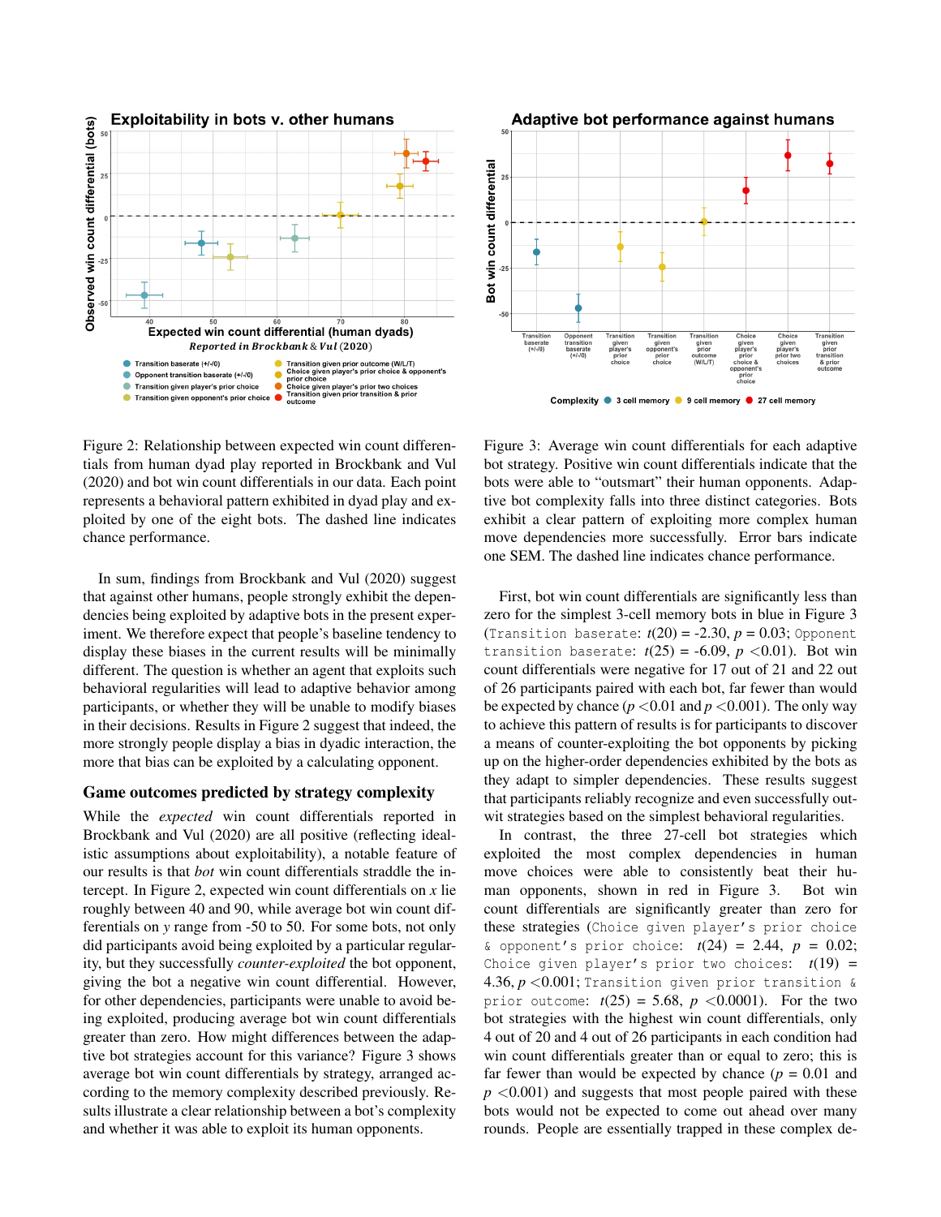Figure 2: Relationship between expected win count differentials from human dyad play reported in Brockbank and Vul (2020) and bot win count differentials in our data. Each point represents a behavioral pattern exhibited in dyad play and exploited by one of the eight bots. The dashed line indicates chance performance.

In sum, findings from Brockbank and Vul (2020) suggest that against other humans, people strongly exhibit the dependencies being exploited by adaptive bots in the present experiment. We therefore expect that people's baseline tendency to display these biases in the current results will be minimally different. The question is whether an agent that exploits such behavioral regularities will lead to adaptive behavior among participants, or whether they will be unable to modify biases in their decisions. Results in Figure 2 suggest that indeed, the more strongly people display a bias in dyadic interaction, the more that bias can be exploited by a calculating opponent.

### Game outcomes predicted by strategy complexity

While the *expected* win count differentials reported in Brockbank and Vul (2020) are all positive (reflecting idealistic assumptions about exploitability), a notable feature of our results is that *bot* win count differentials straddle the intercept. In Figure 2, expected win count differentials on $x$ lie roughly between 40 and 90, while average bot win count differentials on $y$ range from -50 to 50. For some bots, not only did participants avoid being exploited by a particular regularity, but they successfully *counter-exploited* the bot opponent, giving the bot a negative win count differential. However, for other dependencies, participants were unable to avoid being exploited, producing average bot win count differentials greater than zero. How might differences between the adaptive bot strategies account for this variance? Figure 3 shows average bot win count differentials by strategy, arranged according to the memory complexity described previously. Results illustrate a clear relationship between a bot's complexity and whether it was able to exploit its human opponents.

Figure 3: Average win count differentials for each adaptive bot strategy. Positive win count differentials indicate that the bots were able to "outsmart" their human opponents. Adaptive bot complexity falls into three distinct categories. Bots exhibit a clear pattern of exploiting more complex human move dependencies more successfully. Error bars indicate one SEM. The dashed line indicates chance performance.

First, bot win count differentials are significantly less than zero for the simplest 3-cell memory bots in blue in Figure 3 (`Transition baserate`: $t(20)$ = -2.30, $p$ = 0.03; `Opponent transition baserate`: $t(25)$ = -6.09, $p$ <0.01). Bot win count differentials were negative for 17 out of 21 and 22 out of 26 participants paired with each bot, far fewer than would be expected by chance ($p$ <0.01 and $p$ <0.001). The only way to achieve this pattern of results is for participants to discover a means of counter-exploiting the bot opponents by picking up on the higher-order dependencies exhibited by the bots as they adapt to simpler dependencies. These results suggest that participants reliably recognize and even successfully outwit strategies based on the simplest behavioral regularities.

In contrast, the three 27-cell bot strategies which exploited the most complex dependencies in human move choices were able to consistently beat their human opponents, shown in red in Figure 3. Bot win count differentials are significantly greater than zero for these strategies (`Choice given player's prior choice & opponent's prior choice`: $t(24)$ = 2.44, $p$ = 0.02; `Choice given player's prior two choices`: $t(19)$ = 4.36, $p$ <0.001; `Transition given prior transition & prior outcome`: $t(25)$ = 5.68, $p$ <0.0001). For the two bot strategies with the highest win count differentials, only 4 out of 20 and 4 out of 26 participants in each condition had win count differentials greater than or equal to zero; this is far fewer than would be expected by chance ($p$ = 0.01 and $p$ <0.001) and suggests that most people paired with these bots would not be expected to come out ahead over many rounds. People are essentially trapped in these complex de-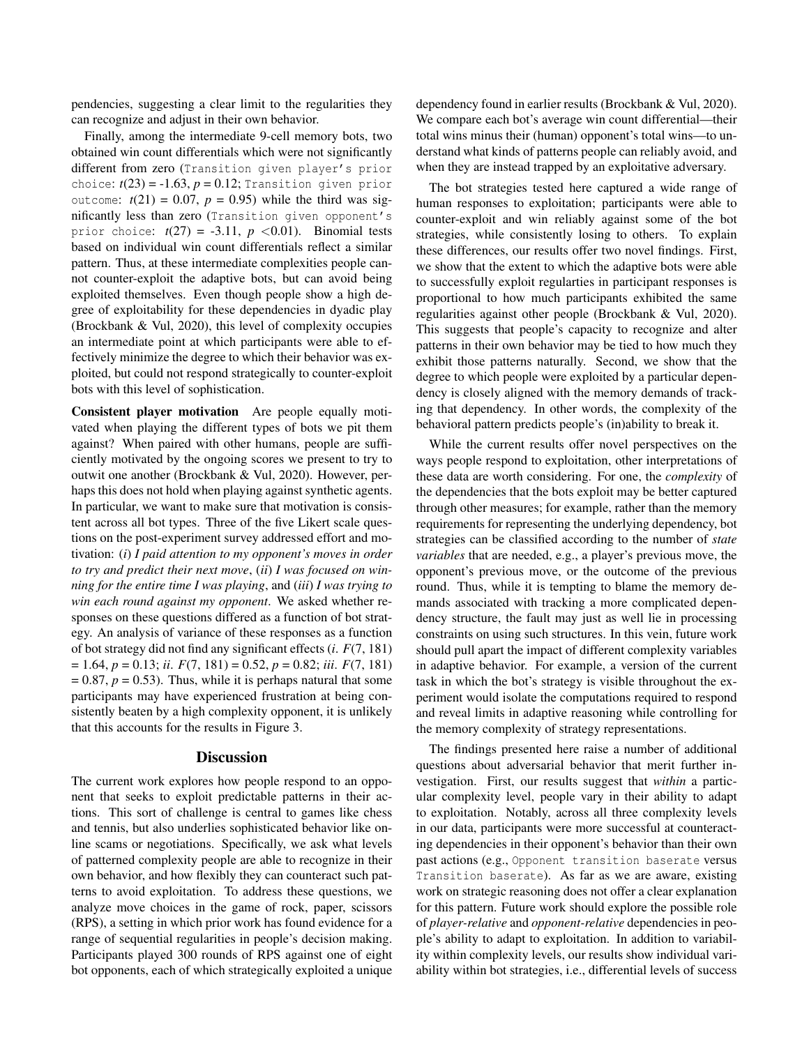pendencies, suggesting a clear limit to the regularities they can recognize and adjust in their own behavior.

Finally, among the intermediate 9-cell memory bots, two obtained win count differentials which were not significantly different from zero (`Transition given player's prior choice`: $t(23) = -1.63$, $p = 0.12$; `Transition given prior outcome`: $t(21) = 0.07$, $p = 0.95$) while the third was significantly less than zero (`Transition given opponent's prior choice`: $t(27) = -3.11$, $p < 0.01$). Binomial tests based on individual win count differentials reflect a similar pattern. Thus, at these intermediate complexities people cannot counter-exploit the adaptive bots, but can avoid being exploited themselves. Even though people show a high degree of exploitability for these dependencies in dyadic play (Brockbank & Vul, 2020), this level of complexity occupies an intermediate point at which participants were able to effectively minimize the degree to which their behavior was exploited, but could not respond strategically to counter-exploit bots with this level of sophistication.

**Consistent player motivation** Are people equally motivated when playing the different types of bots we pit them against? When paired with other humans, people are sufficiently motivated by the ongoing scores we present to try to outwit one another (Brockbank & Vul, 2020). However, perhaps this does not hold when playing against synthetic agents. In particular, we want to make sure that motivation is consistent across all bot types. Three of the five Likert scale questions on the post-experiment survey addressed effort and motivation: (*i*) *I paid attention to my opponent's moves in order to try and predict their next move*, (*ii*) *I was focused on winning for the entire time I was playing*, and (*iii*) *I was trying to win each round against my opponent*. We asked whether responses on these questions differed as a function of bot strategy. An analysis of variance of these responses as a function of bot strategy did not find any significant effects (*i*. $F(7, 181) = 1.64$, $p = 0.13$; *ii*. $F(7, 181) = 0.52$, $p = 0.82$; *iii*. $F(7, 181) = 0.87$, $p = 0.53$). Thus, while it is perhaps natural that some participants may have experienced frustration at being consistently beaten by a high complexity opponent, it is unlikely that this accounts for the results in Figure 3.

## Discussion

The current work explores how people respond to an opponent that seeks to exploit predictable patterns in their actions. This sort of challenge is central to games like chess and tennis, but also underlies sophisticated behavior like online scams or negotiations. Specifically, we ask what levels of patterned complexity people are able to recognize in their own behavior, and how flexibly they can counteract such patterns to avoid exploitation. To address these questions, we analyze move choices in the game of rock, paper, scissors (RPS), a setting in which prior work has found evidence for a range of sequential regularities in people's decision making. Participants played 300 rounds of RPS against one of eight bot opponents, each of which strategically exploited a unique dependency found in earlier results (Brockbank & Vul, 2020). We compare each bot's average win count differential—their total wins minus their (human) opponent's total wins—to understand what kinds of patterns people can reliably avoid, and when they are instead trapped by an exploitative adversary.

The bot strategies tested here captured a wide range of human responses to exploitation; participants were able to counter-exploit and win reliably against some of the bot strategies, while consistently losing to others. To explain these differences, our results offer two novel findings. First, we show that the extent to which the adaptive bots were able to successfully exploit regularties in participant responses is proportional to how much participants exhibited the same regularities against other people (Brockbank & Vul, 2020). This suggests that people's capacity to recognize and alter patterns in their own behavior may be tied to how much they exhibit those patterns naturally. Second, we show that the degree to which people were exploited by a particular dependency is closely aligned with the memory demands of tracking that dependency. In other words, the complexity of the behavioral pattern predicts people's (in)ability to break it.

While the current results offer novel perspectives on the ways people respond to exploitation, other interpretations of these data are worth considering. For one, the *complexity* of the dependencies that the bots exploit may be better captured through other measures; for example, rather than the memory requirements for representing the underlying dependency, bot strategies can be classified according to the number of *state variables* that are needed, e.g., a player's previous move, the opponent's previous move, or the outcome of the previous round. Thus, while it is tempting to blame the memory demands associated with tracking a more complicated dependency structure, the fault may just as well lie in processing constraints on using such structures. In this vein, future work should pull apart the impact of different complexity variables in adaptive behavior. For example, a version of the current task in which the bot's strategy is visible throughout the experiment would isolate the computations required to respond and reveal limits in adaptive reasoning while controlling for the memory complexity of strategy representations.

The findings presented here raise a number of additional questions about adversarial behavior that merit further investigation. First, our results suggest that *within* a particular complexity level, people vary in their ability to adapt to exploitation. Notably, across all three complexity levels in our data, participants were more successful at counteracting dependencies in their opponent's behavior than their own past actions (e.g., `Opponent transition baserate` versus `Transition baserate`). As far as we are aware, existing work on strategic reasoning does not offer a clear explanation for this pattern. Future work should explore the possible role of *player-relative* and *opponent-relative* dependencies in people's ability to adapt to exploitation. In addition to variability within complexity levels, our results show individual variability within bot strategies, i.e., differential levels of success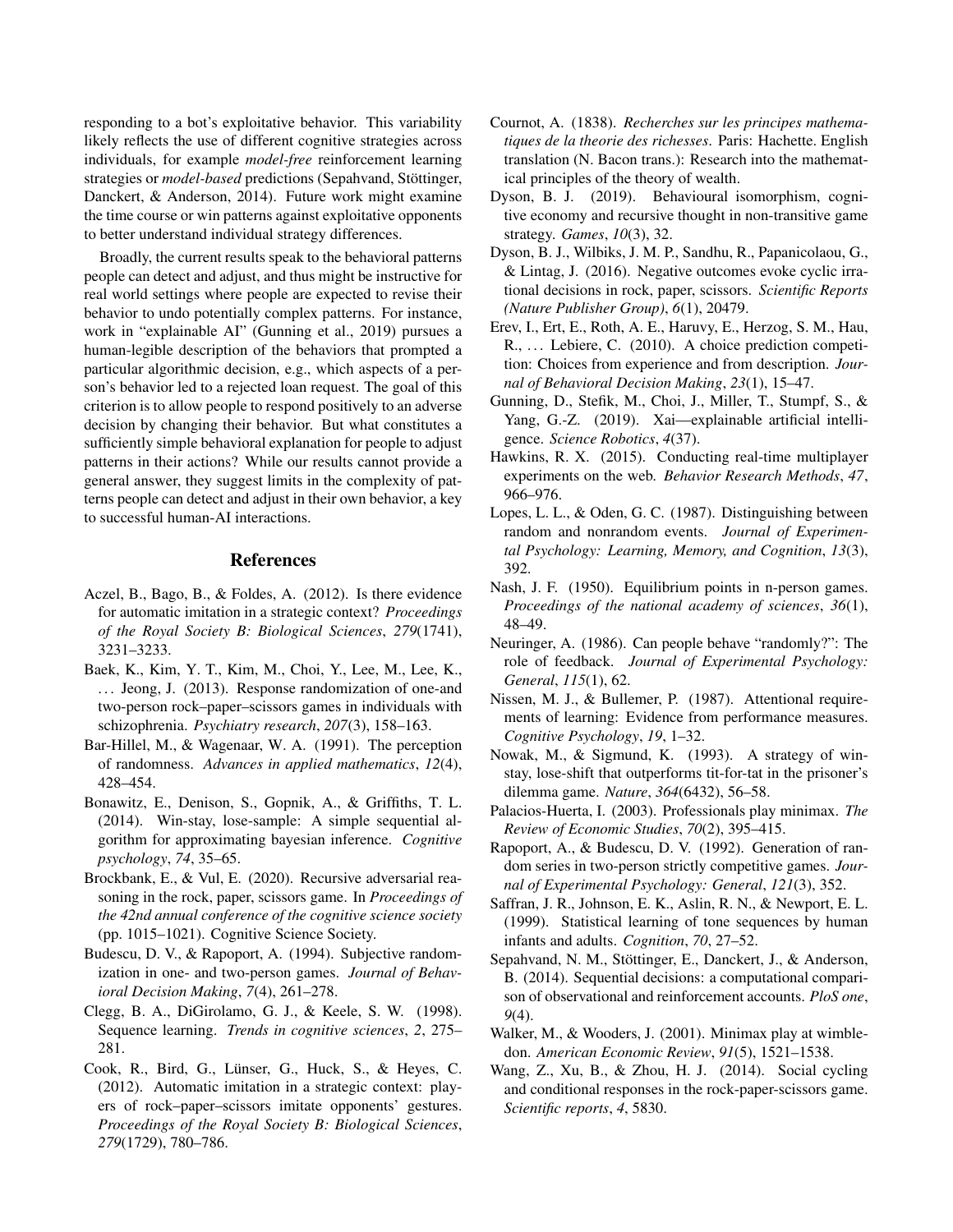responding to a bot's exploitative behavior. This variability likely reflects the use of different cognitive strategies across individuals, for example *model-free* reinforcement learning strategies or *model-based* predictions (Sepahvand, Stöttinger, Danckert, & Anderson, 2014). Future work might examine the time course or win patterns against exploitative opponents to better understand individual strategy differences.

Broadly, the current results speak to the behavioral patterns people can detect and adjust, and thus might be instructive for real world settings where people are expected to revise their behavior to undo potentially complex patterns. For instance, work in "explainable AI" (Gunning et al., 2019) pursues a human-legible description of the behaviors that prompted a particular algorithmic decision, e.g., which aspects of a person's behavior led to a rejected loan request. The goal of this criterion is to allow people to respond positively to an adverse decision by changing their behavior. But what constitutes a sufficiently simple behavioral explanation for people to adjust patterns in their actions? While our results cannot provide a general answer, they suggest limits in the complexity of patterns people can detect and adjust in their own behavior, a key to successful human-AI interactions.

## References

Aczel, B., Bago, B., & Foldes, A. (2012). Is there evidence for automatic imitation in a strategic context? *Proceedings of the Royal Society B: Biological Sciences*, *279*(1741), 3231–3233.

Baek, K., Kim, Y. T., Kim, M., Choi, Y., Lee, M., Lee, K., ... Jeong, J. (2013). Response randomization of one-and two-person rock–paper–scissors games in individuals with schizophrenia. *Psychiatry research*, *207*(3), 158–163.

Bar-Hillel, M., & Wagenaar, W. A. (1991). The perception of randomness. *Advances in applied mathematics*, *12*(4), 428–454.

Bonawitz, E., Denison, S., Gopnik, A., & Griffiths, T. L. (2014). Win-stay, lose-sample: A simple sequential algorithm for approximating bayesian inference. *Cognitive psychology*, *74*, 35–65.

Brockbank, E., & Vul, E. (2020). Recursive adversarial reasoning in the rock, paper, scissors game. In *Proceedings of the 42nd annual conference of the cognitive science society* (pp. 1015–1021). Cognitive Science Society.

Budescu, D. V., & Rapoport, A. (1994). Subjective randomization in one- and two-person games. *Journal of Behavioral Decision Making*, *7*(4), 261–278.

Clegg, B. A., DiGirolamo, G. J., & Keele, S. W. (1998). Sequence learning. *Trends in cognitive sciences*, *2*, 275–281.

Cook, R., Bird, G., Lünser, G., Huck, S., & Heyes, C. (2012). Automatic imitation in a strategic context: players of rock–paper–scissors imitate opponents' gestures. *Proceedings of the Royal Society B: Biological Sciences*, *279*(1729), 780–786.

Cournot, A. (1838). *Recherches sur les principes mathematiques de la theorie des richesses*. Paris: Hachette. English translation (N. Bacon trans.): Research into the mathematical principles of the theory of wealth.

Dyson, B. J. (2019). Behavioural isomorphism, cognitive economy and recursive thought in non-transitive game strategy. *Games*, *10*(3), 32.

Dyson, B. J., Wilbiks, J. M. P., Sandhu, R., Papanicolaou, G., & Lintag, J. (2016). Negative outcomes evoke cyclic irrational decisions in rock, paper, scissors. *Scientific Reports (Nature Publisher Group)*, *6*(1), 20479.

Erev, I., Ert, E., Roth, A. E., Haruvy, E., Herzog, S. M., Hau, R., ... Lebiere, C. (2010). A choice prediction competition: Choices from experience and from description. *Journal of Behavioral Decision Making*, *23*(1), 15–47.

Gunning, D., Stefik, M., Choi, J., Miller, T., Stumpf, S., & Yang, G.-Z. (2019). Xai—explainable artificial intelligence. *Science Robotics*, *4*(37).

Hawkins, R. X. (2015). Conducting real-time multiplayer experiments on the web. *Behavior Research Methods*, *47*, 966–976.

Lopes, L. L., & Oden, G. C. (1987). Distinguishing between random and nonrandom events. *Journal of Experimental Psychology: Learning, Memory, and Cognition*, *13*(3), 392.

Nash, J. F. (1950). Equilibrium points in n-person games. *Proceedings of the national academy of sciences*, *36*(1), 48–49.

Neuringer, A. (1986). Can people behave "randomly?": The role of feedback. *Journal of Experimental Psychology: General*, *115*(1), 62.

Nissen, M. J., & Bullemer, P. (1987). Attentional requirements of learning: Evidence from performance measures. *Cognitive Psychology*, *19*, 1–32.

Nowak, M., & Sigmund, K. (1993). A strategy of win-stay, lose-shift that outperforms tit-for-tat in the prisoner's dilemma game. *Nature*, *364*(6432), 56–58.

Palacios-Huerta, I. (2003). Professionals play minimax. *The Review of Economic Studies*, *70*(2), 395–415.

Rapoport, A., & Budescu, D. V. (1992). Generation of random series in two-person strictly competitive games. *Journal of Experimental Psychology: General*, *121*(3), 352.

Saffran, J. R., Johnson, E. K., Aslin, R. N., & Newport, E. L. (1999). Statistical learning of tone sequences by human infants and adults. *Cognition*, *70*, 27–52.

Sepahvand, N. M., Stöttinger, E., Danckert, J., & Anderson, B. (2014). Sequential decisions: a computational comparison of observational and reinforcement accounts. *PloS one*, *9*(4).

Walker, M., & Wooders, J. (2001). Minimax play at wimbledon. *American Economic Review*, *91*(5), 1521–1538.

Wang, Z., Xu, B., & Zhou, H. J. (2014). Social cycling and conditional responses in the rock-paper-scissors game. *Scientific reports*, *4*, 5830.